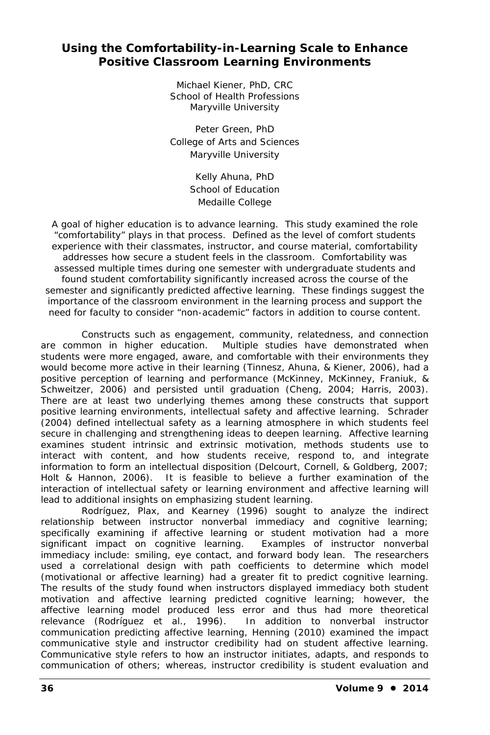# Using the Comfortability-in-Learning Scale to Enhance Positive Classroom Learning Environments

Michael Kiener, PhD, CRC
School of Health Professions
Maryville University

Peter Green, PhD
College of Arts and Sciences
Maryville University

Kelly Ahuna, PhD
School of Education
Medaille College

*A goal of higher education is to advance learning. This study examined the role "comfortability" plays in that process. Defined as the level of comfort students experience with their classmates, instructor, and course material, comfortability addresses how secure a student feels in the classroom. Comfortability was assessed multiple times during one semester with undergraduate students and found student comfortability significantly increased across the course of the semester and significantly predicted affective learning. These findings suggest the importance of the classroom environment in the learning process and support the need for faculty to consider "non-academic" factors in addition to course content.*

Constructs such as engagement, community, relatedness, and connection are common in higher education. Multiple studies have demonstrated when students were more engaged, aware, and comfortable with their environments they would become more active in their learning (Tinnesz, Ahuna, & Kiener, 2006), had a positive perception of learning and performance (McKinney, McKinney, Franiuk, & Schweitzer, 2006) and persisted until graduation (Cheng, 2004; Harris, 2003). There are at least two underlying themes among these constructs that support positive learning environments, intellectual safety and affective learning. Schrader (2004) defined intellectual safety as a learning atmosphere in which students feel secure in challenging and strengthening ideas to deepen learning. Affective learning examines student intrinsic and extrinsic motivation, methods students use to interact with content, and how students receive, respond to, and integrate information to form an intellectual disposition (Delcourt, Cornell, & Goldberg, 2007; Holt & Hannon, 2006). It is feasible to believe a further examination of the interaction of intellectual safety or learning environment and affective learning will lead to additional insights on emphasizing student learning.

Rodríguez, Plax, and Kearney (1996) sought to analyze the indirect relationship between instructor nonverbal immediacy and cognitive learning; specifically examining if affective learning or student motivation had a more significant impact on cognitive learning. Examples of instructor nonverbal immediacy include: smiling, eye contact, and forward body lean. The researchers used a correlational design with path coefficients to determine which model (motivational or affective learning) had a greater fit to predict cognitive learning. The results of the study found when instructors displayed immediacy both student motivation and affective learning predicted cognitive learning; however, the affective learning model produced less error and thus had more theoretical relevance (Rodríguez et al., 1996). In addition to nonverbal instructor communication predicting affective learning, Henning (2010) examined the impact communicative style and instructor credibility had on student affective learning. Communicative style refers to how an instructor initiates, adapts, and responds to communication of others; whereas, instructor credibility is student evaluation and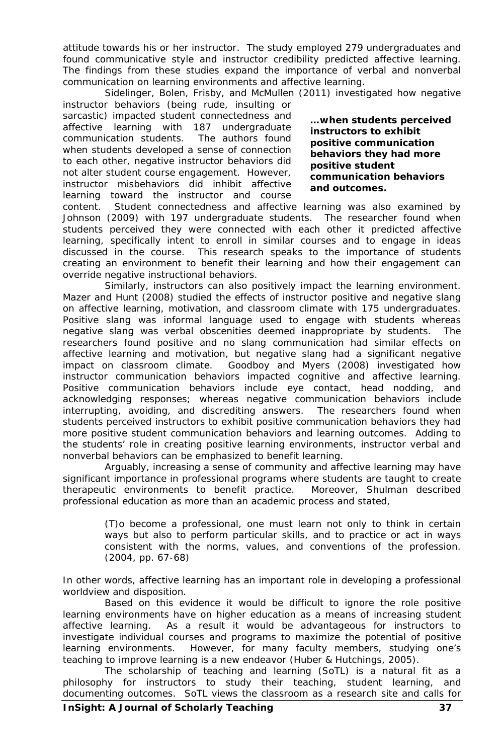attitude towards his or her instructor. The study employed 279 undergraduates and found communicative style and instructor credibility predicted affective learning. The findings from these studies expand the importance of verbal and nonverbal communication on learning environments and affective learning.

Sidelinger, Bolen, Frisby, and McMullen (2011) investigated how negative instructor behaviors (being rude, insulting or sarcastic) impacted student connectedness and affective learning with 187 undergraduate communication students. The authors found when students developed a sense of connection to each other, negative instructor behaviors did not alter student course engagement. However, instructor misbehaviors did inhibit affective learning toward the instructor and course content. Student connectedness and affective learning was also examined by Johnson (2009) with 197 undergraduate students. The researcher found when students perceived they were connected with each other it predicted affective learning, specifically intent to enroll in similar courses and to engage in ideas discussed in the course. This research speaks to the importance of students creating an environment to benefit their learning and how their engagement can override negative instructional behaviors.

> **…when students perceived instructors to exhibit positive communication behaviors they had more positive student communication behaviors and outcomes.**

Similarly, instructors can also positively impact the learning environment. Mazer and Hunt (2008) studied the effects of instructor positive and negative slang on affective learning, motivation, and classroom climate with 175 undergraduates. Positive slang was informal language used to engage with students whereas negative slang was verbal obscenities deemed inappropriate by students. The researchers found positive and no slang communication had similar effects on affective learning and motivation, but negative slang had a significant negative impact on classroom climate. Goodboy and Myers (2008) investigated how instructor communication behaviors impacted cognitive and affective learning. Positive communication behaviors include eye contact, head nodding, and acknowledging responses; whereas negative communication behaviors include interrupting, avoiding, and discrediting answers. The researchers found when students perceived instructors to exhibit positive communication behaviors they had more positive student communication behaviors and learning outcomes. Adding to the students' role in creating positive learning environments, instructor verbal and nonverbal behaviors can be emphasized to benefit learning.

Arguably, increasing a sense of community and affective learning may have significant importance in professional programs where students are taught to create therapeutic environments to benefit practice. Moreover, Shulman described professional education as more than an academic process and stated,

> (T)o become a professional, one must learn not only to think in certain ways but also to perform particular skills, and to practice or act in ways consistent with the norms, values, and conventions of the profession. (2004, pp. 67-68)

In other words, affective learning has an important role in developing a professional worldview and disposition.

Based on this evidence it would be difficult to ignore the role positive learning environments have on higher education as a means of increasing student affective learning. As a result it would be advantageous for instructors to investigate individual courses and programs to maximize the potential of positive learning environments. However, for many faculty members, studying one's teaching to improve learning is a new endeavor (Huber & Hutchings, 2005).

The scholarship of teaching and learning (SoTL) is a natural fit as a philosophy for instructors to study their teaching, student learning, and documenting outcomes. SoTL views the classroom as a research site and calls for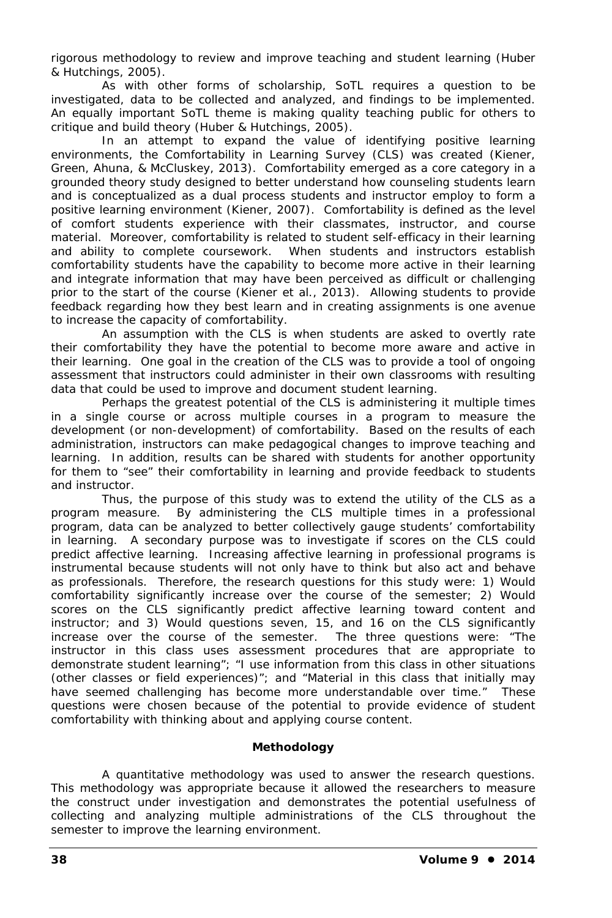rigorous methodology to review and improve teaching and student learning (Huber & Hutchings, 2005).

As with other forms of scholarship, SoTL requires a question to be investigated, data to be collected and analyzed, and findings to be implemented. An equally important SoTL theme is making quality teaching public for others to critique and build theory (Huber & Hutchings, 2005).

In an attempt to expand the value of identifying positive learning environments, the Comfortability in Learning Survey (CLS) was created (Kiener, Green, Ahuna, & McCluskey, 2013). Comfortability emerged as a core category in a grounded theory study designed to better understand how counseling students learn and is conceptualized as a dual process students and instructor employ to form a positive learning environment (Kiener, 2007). Comfortability is defined as the level of comfort students experience with their classmates, instructor, and course material. Moreover, comfortability is related to student self-efficacy in their learning and ability to complete coursework. When students and instructors establish comfortability students have the capability to become more active in their learning and integrate information that may have been perceived as difficult or challenging prior to the start of the course (Kiener et al., 2013). Allowing students to provide feedback regarding how they best learn and in creating assignments is one avenue to increase the capacity of comfortability.

An assumption with the CLS is when students are asked to overtly rate their comfortability they have the potential to become more aware and active in their learning. One goal in the creation of the CLS was to provide a tool of ongoing assessment that instructors could administer in their own classrooms with resulting data that could be used to improve and document student learning.

Perhaps the greatest potential of the CLS is administering it multiple times in a single course or across multiple courses in a program to measure the development (or non-development) of comfortability. Based on the results of each administration, instructors can make pedagogical changes to improve teaching and learning. In addition, results can be shared with students for another opportunity for them to "see" their comfortability in learning and provide feedback to students and instructor.

Thus, the purpose of this study was to extend the utility of the CLS as a program measure. By administering the CLS multiple times in a professional program, data can be analyzed to better collectively gauge students' comfortability in learning. A secondary purpose was to investigate if scores on the CLS could predict affective learning. Increasing affective learning in professional programs is instrumental because students will not only have to think but also act and behave as professionals. Therefore, the research questions for this study were: 1) Would comfortability significantly increase over the course of the semester; 2) Would scores on the CLS significantly predict affective learning toward content and instructor; and 3) Would questions seven, 15, and 16 on the CLS significantly increase over the course of the semester. The three questions were: "The instructor in this class uses assessment procedures that are appropriate to demonstrate student learning"; "I use information from this class in other situations (other classes or field experiences)"; and "Material in this class that initially may have seemed challenging has become more understandable over time." These questions were chosen because of the potential to provide evidence of student comfortability with thinking about and applying course content.

## Methodology

A quantitative methodology was used to answer the research questions. This methodology was appropriate because it allowed the researchers to measure the construct under investigation and demonstrates the potential usefulness of collecting and analyzing multiple administrations of the CLS throughout the semester to improve the learning environment.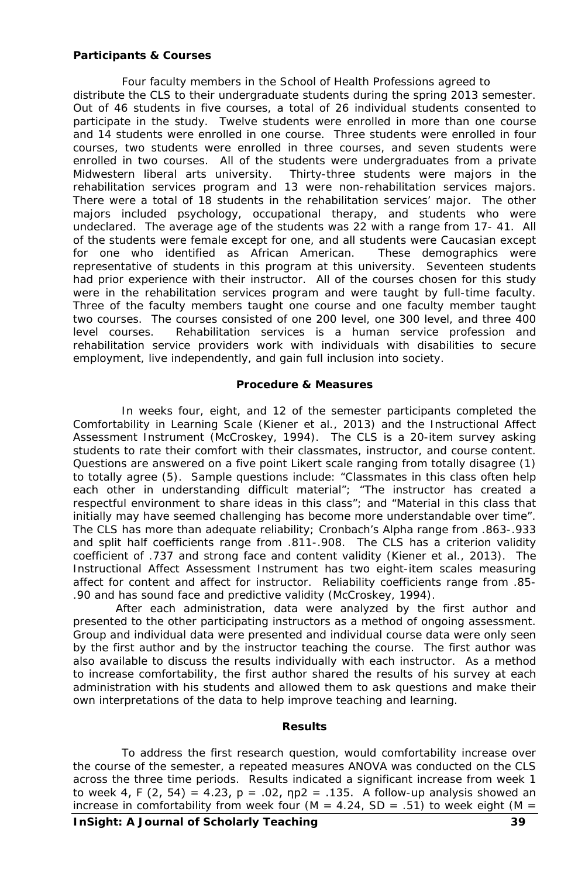**Participants & Courses**

Four faculty members in the School of Health Professions agreed to distribute the CLS to their undergraduate students during the spring 2013 semester. Out of 46 students in five courses, a total of 26 individual students consented to participate in the study. Twelve students were enrolled in more than one course and 14 students were enrolled in one course. Three students were enrolled in four courses, two students were enrolled in three courses, and seven students were enrolled in two courses. All of the students were undergraduates from a private Midwestern liberal arts university. Thirty-three students were majors in the rehabilitation services program and 13 were non-rehabilitation services majors. There were a total of 18 students in the rehabilitation services' major. The other majors included psychology, occupational therapy, and students who were undeclared. The average age of the students was 22 with a range from 17- 41. All of the students were female except for one, and all students were Caucasian except for one who identified as African American. These demographics were representative of students in this program at this university. Seventeen students had prior experience with their instructor. All of the courses chosen for this study were in the rehabilitation services program and were taught by full-time faculty. Three of the faculty members taught one course and one faculty member taught two courses. The courses consisted of one 200 level, one 300 level, and three 400 level courses. Rehabilitation services is a human service profession and rehabilitation service providers work with individuals with disabilities to secure employment, live independently, and gain full inclusion into society.

**Procedure & Measures**

In weeks four, eight, and 12 of the semester participants completed the Comfortability in Learning Scale (Kiener et al., 2013) and the Instructional Affect Assessment Instrument (McCroskey, 1994). The CLS is a 20-item survey asking students to rate their comfort with their classmates, instructor, and course content. Questions are answered on a five point Likert scale ranging from totally disagree (1) to totally agree (5). Sample questions include: "Classmates in this class often help each other in understanding difficult material"; "The instructor has created a respectful environment to share ideas in this class"; and "Material in this class that initially may have seemed challenging has become more understandable over time". The CLS has more than adequate reliability; Cronbach's Alpha range from .863-.933 and split half coefficients range from .811-.908. The CLS has a criterion validity coefficient of .737 and strong face and content validity (Kiener et al., 2013). The Instructional Affect Assessment Instrument has two eight-item scales measuring affect for content and affect for instructor. Reliability coefficients range from .85-.90 and has sound face and predictive validity (McCroskey, 1994).

After each administration, data were analyzed by the first author and presented to the other participating instructors as a method of ongoing assessment. Group and individual data were presented and individual course data were only seen by the first author and by the instructor teaching the course. The first author was also available to discuss the results individually with each instructor. As a method to increase comfortability, the first author shared the results of his survey at each administration with his students and allowed them to ask questions and make their own interpretations of the data to help improve teaching and learning.

**Results**

To address the first research question, would comfortability increase over the course of the semester, a repeated measures ANOVA was conducted on the CLS across the three time periods. Results indicated a significant increase from week 1 to week 4, $F(2, 54) = 4.23$, $p = .02$, $\eta p2 = .135$. A follow-up analysis showed an increase in comfortability from week four ($M = 4.24$, $SD = .51$) to week eight ($M =$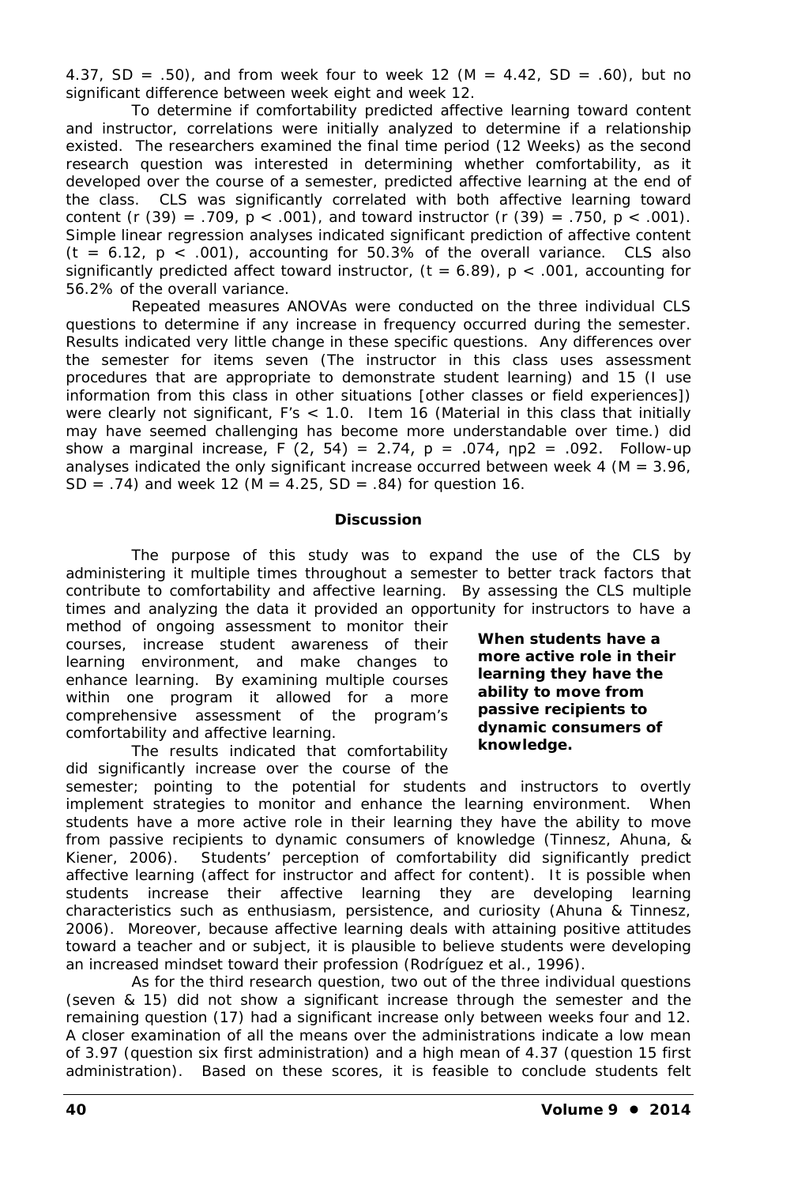4.37, SD = .50), and from week four to week 12 (M = 4.42, SD = .60), but no significant difference between week eight and week 12.

To determine if comfortability predicted affective learning toward content and instructor, correlations were initially analyzed to determine if a relationship existed. The researchers examined the final time period (12 Weeks) as the second research question was interested in determining whether comfortability, as it developed over the course of a semester, predicted affective learning at the end of the class. CLS was significantly correlated with both affective learning toward content ($r$ (39) = .709, $p < .001$), and toward instructor ($r$ (39) = .750, $p < .001$). Simple linear regression analyses indicated significant prediction of affective content ($t = 6.12$, $p < .001$), accounting for 50.3% of the overall variance. CLS also significantly predicted affect toward instructor, ($t = 6.89$), $p < .001$, accounting for 56.2% of the overall variance.

Repeated measures ANOVAs were conducted on the three individual CLS questions to determine if any increase in frequency occurred during the semester. Results indicated very little change in these specific questions. Any differences over the semester for items seven (The instructor in this class uses assessment procedures that are appropriate to demonstrate student learning) and 15 (I use information from this class in other situations [other classes or field experiences]) were clearly not significant, F's < 1.0. Item 16 (Material in this class that initially may have seemed challenging has become more understandable over time.) did show a marginal increase, $F$ (2, 54) = 2.74, $p = .074$, $\eta p^2 = .092$. Follow-up analyses indicated the only significant increase occurred between week 4 (M = 3.96, SD = .74) and week 12 (M = 4.25, SD = .84) for question 16.

## Discussion

The purpose of this study was to expand the use of the CLS by administering it multiple times throughout a semester to better track factors that contribute to comfortability and affective learning. By assessing the CLS multiple times and analyzing the data it provided an opportunity for instructors to have a method of ongoing assessment to monitor their courses, increase student awareness of their learning environment, and make changes to enhance learning. By examining multiple courses within one program it allowed for a more comprehensive assessment of the program's comfortability and affective learning.

**When students have a more active role in their learning they have the ability to move from passive recipients to dynamic consumers of knowledge.**

The results indicated that comfortability did significantly increase over the course of the semester; pointing to the potential for students and instructors to overtly implement strategies to monitor and enhance the learning environment. When students have a more active role in their learning they have the ability to move from passive recipients to dynamic consumers of knowledge (Tinnesz, Ahuna, & Kiener, 2006). Students' perception of comfortability did significantly predict affective learning (affect for instructor and affect for content). It is possible when students increase their affective learning they are developing learning characteristics such as enthusiasm, persistence, and curiosity (Ahuna & Tinnesz, 2006). Moreover, because affective learning deals with attaining positive attitudes toward a teacher and or subject, it is plausible to believe students were developing an increased mindset toward their profession (Rodríguez et al., 1996).

As for the third research question, two out of the three individual questions (seven & 15) did not show a significant increase through the semester and the remaining question (17) had a significant increase only between weeks four and 12. A closer examination of all the means over the administrations indicate a low mean of 3.97 (question six first administration) and a high mean of 4.37 (question 15 first administration). Based on these scores, it is feasible to conclude students felt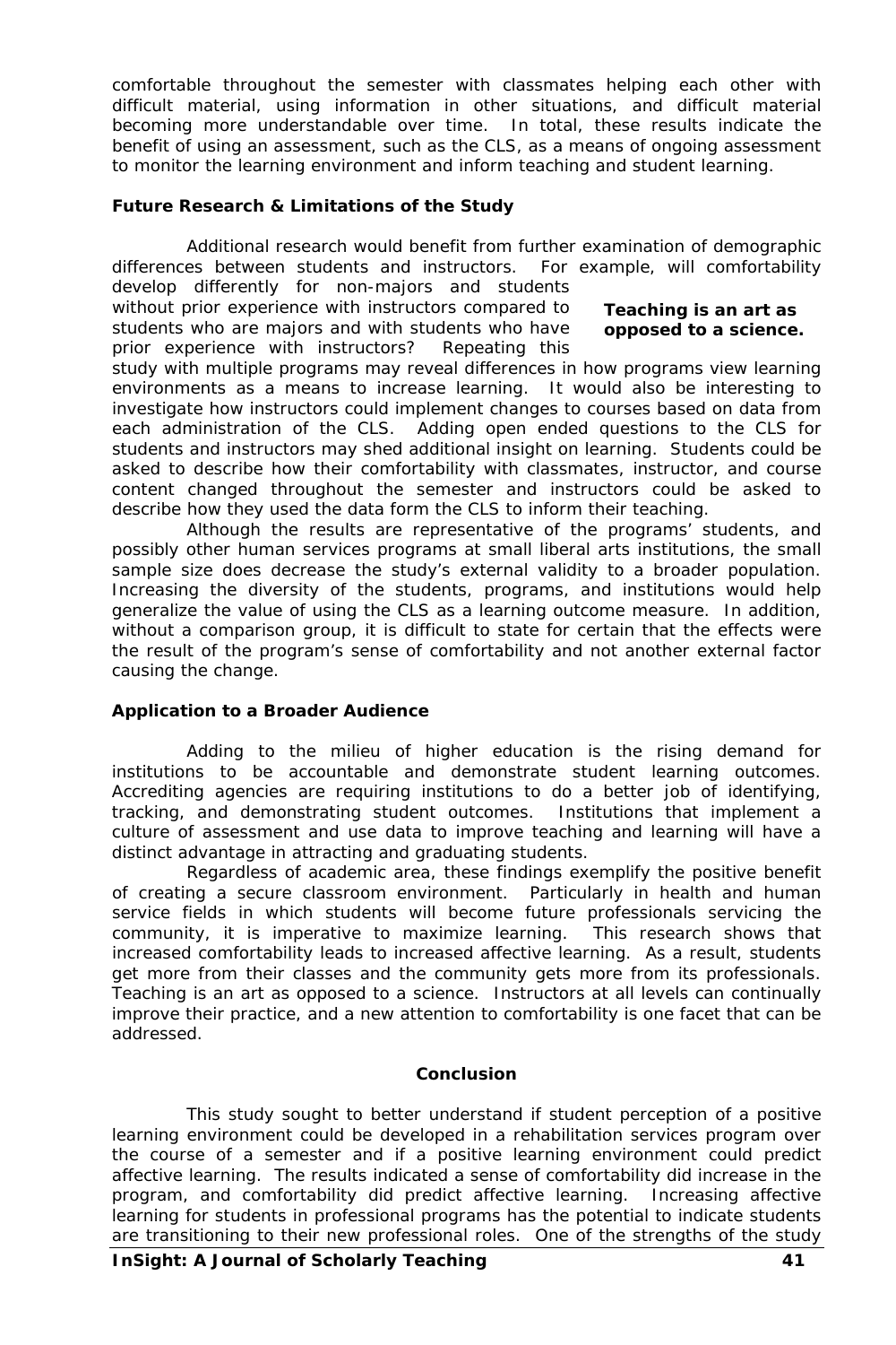comfortable throughout the semester with classmates helping each other with difficult material, using information in other situations, and difficult material becoming more understandable over time. In total, these results indicate the benefit of using an assessment, such as the CLS, as a means of ongoing assessment to monitor the learning environment and inform teaching and student learning.

**Future Research & Limitations of the Study**

Additional research would benefit from further examination of demographic differences between students and instructors. For example, will comfortability develop differently for non-majors and students without prior experience with instructors compared to students who are majors and with students who have prior experience with instructors? Repeating this study with multiple programs may reveal differences in how programs view learning environments as a means to increase learning. It would also be interesting to investigate how instructors could implement changes to courses based on data from each administration of the CLS. Adding open ended questions to the CLS for students and instructors may shed additional insight on learning. Students could be asked to describe how their comfortability with classmates, instructor, and course content changed throughout the semester and instructors could be asked to describe how they used the data form the CLS to inform their teaching.

**Teaching is an art as opposed to a science.**

Although the results are representative of the programs' students, and possibly other human services programs at small liberal arts institutions, the small sample size does decrease the study's external validity to a broader population. Increasing the diversity of the students, programs, and institutions would help generalize the value of using the CLS as a learning outcome measure. In addition, without a comparison group, it is difficult to state for certain that the effects were the result of the program's sense of comfortability and not another external factor causing the change.

**Application to a Broader Audience**

Adding to the milieu of higher education is the rising demand for institutions to be accountable and demonstrate student learning outcomes. Accrediting agencies are requiring institutions to do a better job of identifying, tracking, and demonstrating student outcomes. Institutions that implement a culture of assessment and use data to improve teaching and learning will have a distinct advantage in attracting and graduating students.

Regardless of academic area, these findings exemplify the positive benefit of creating a secure classroom environment. Particularly in health and human service fields in which students will become future professionals servicing the community, it is imperative to maximize learning. This research shows that increased comfortability leads to increased affective learning. As a result, students get more from their classes and the community gets more from its professionals. Teaching is an art as opposed to a science. Instructors at all levels can continually improve their practice, and a new attention to comfortability is one facet that can be addressed.

## Conclusion

This study sought to better understand if student perception of a positive learning environment could be developed in a rehabilitation services program over the course of a semester and if a positive learning environment could predict affective learning. The results indicated a sense of comfortability did increase in the program, and comfortability did predict affective learning. Increasing affective learning for students in professional programs has the potential to indicate students are transitioning to their new professional roles. One of the strengths of the study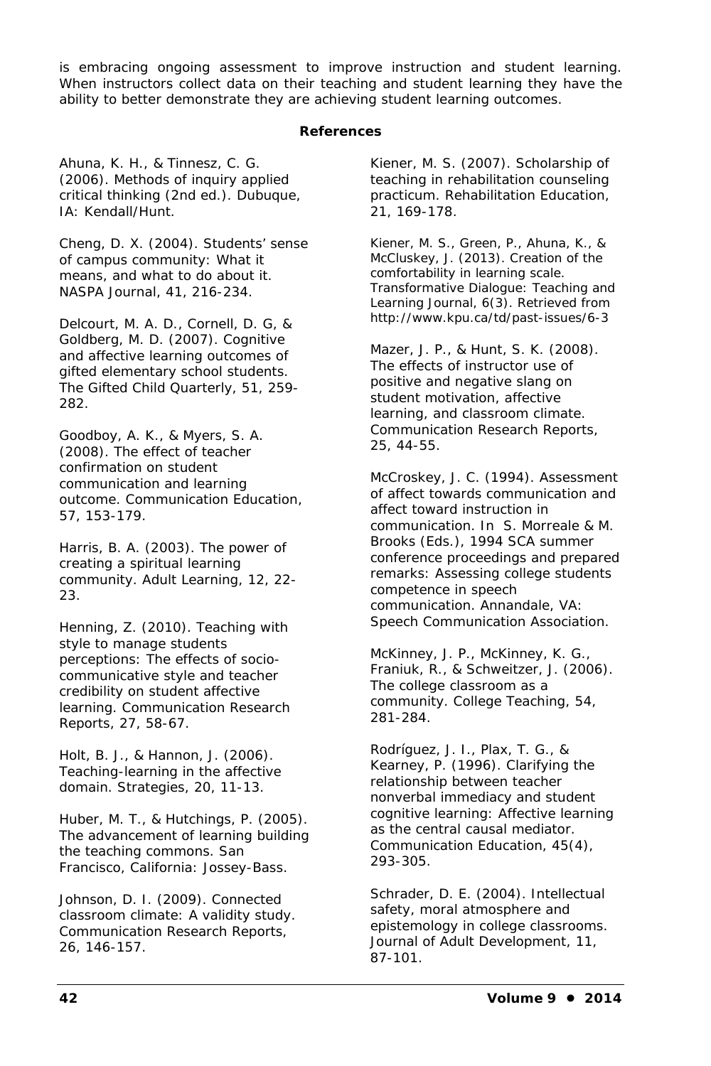is embracing ongoing assessment to improve instruction and student learning. When instructors collect data on their teaching and student learning they have the ability to better demonstrate they are achieving student learning outcomes.

## References

Ahuna, K. H., & Tinnesz, C. G. (2006). Methods of inquiry applied critical thinking (2nd ed.). Dubuque, IA: Kendall/Hunt.

Cheng, D. X. (2004). Students' sense of campus community: What it means, and what to do about it. NASPA Journal, 41, 216-234.

Delcourt, M. A. D., Cornell, D. G, & Goldberg, M. D. (2007). Cognitive and affective learning outcomes of gifted elementary school students. The Gifted Child Quarterly, 51, 259-282.

Goodboy, A. K., & Myers, S. A. (2008). The effect of teacher confirmation on student communication and learning outcome. Communication Education, 57, 153-179.

Harris, B. A. (2003). The power of creating a spiritual learning community. Adult Learning, 12, 22-23.

Henning, Z. (2010). Teaching with style to manage students perceptions: The effects of socio-communicative style and teacher credibility on student affective learning. Communication Research Reports, 27, 58-67.

Holt, B. J., & Hannon, J. (2006). Teaching-learning in the affective domain. Strategies, 20, 11-13.

Huber, M. T., & Hutchings, P. (2005). The advancement of learning building the teaching commons. San Francisco, California: Jossey-Bass.

Johnson, D. I. (2009). Connected classroom climate: A validity study. Communication Research Reports, 26, 146-157.

Kiener, M. S. (2007). Scholarship of teaching in rehabilitation counseling practicum. Rehabilitation Education, 21, 169-178.

Kiener, M. S., Green, P., Ahuna, K., & McCluskey, J. (2013). Creation of the comfortability in learning scale. Transformative Dialogue: Teaching and Learning Journal, 6(3). Retrieved from http://www.kpu.ca/td/past-issues/6-3

Mazer, J. P., & Hunt, S. K. (2008). The effects of instructor use of positive and negative slang on student motivation, affective learning, and classroom climate. Communication Research Reports, 25, 44-55.

McCroskey, J. C. (1994). Assessment of affect towards communication and affect toward instruction in communication. In S. Morreale & M. Brooks (Eds.), 1994 SCA summer conference proceedings and prepared remarks: Assessing college students competence in speech communication. Annandale, VA: Speech Communication Association.

McKinney, J. P., McKinney, K. G., Franiuk, R., & Schweitzer, J. (2006). The college classroom as a community. College Teaching, 54, 281-284.

Rodríguez, J. I., Plax, T. G., & Kearney, P. (1996). Clarifying the relationship between teacher nonverbal immediacy and student cognitive learning: Affective learning as the central causal mediator. Communication Education, 45(4), 293-305.

Schrader, D. E. (2004). Intellectual safety, moral atmosphere and epistemology in college classrooms. Journal of Adult Development, 11, 87-101.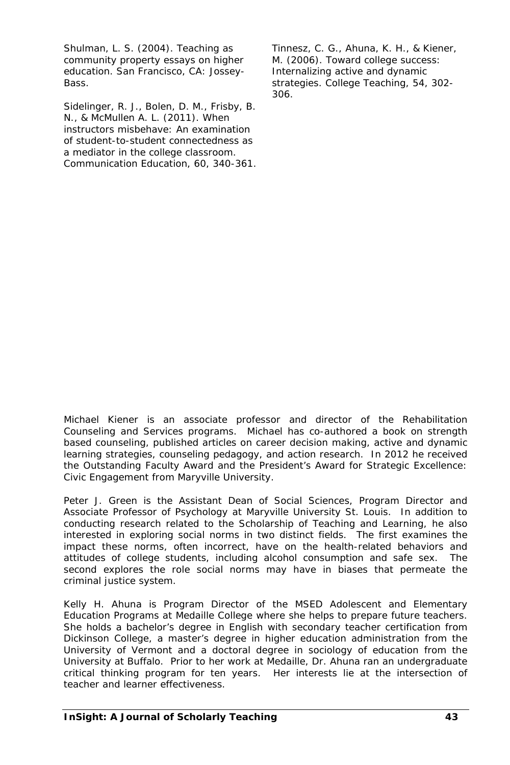Shulman, L. S. (2004). Teaching as community property essays on higher education. San Francisco, CA: Jossey-Bass.

Sidelinger, R. J., Bolen, D. M., Frisby, B. N., & McMullen A. L. (2011). When instructors misbehave: An examination of student-to-student connectedness as a mediator in the college classroom. Communication Education, 60, 340-361.

Tinnesz, C. G., Ahuna, K. H., & Kiener, M. (2006). Toward college success: Internalizing active and dynamic strategies. College Teaching, 54, 302-306.

Michael Kiener is an associate professor and director of the Rehabilitation Counseling and Services programs. Michael has co-authored a book on strength based counseling, published articles on career decision making, active and dynamic learning strategies, counseling pedagogy, and action research. In 2012 he received the Outstanding Faculty Award and the President's Award for Strategic Excellence: Civic Engagement from Maryville University.

Peter J. Green is the Assistant Dean of Social Sciences, Program Director and Associate Professor of Psychology at Maryville University St. Louis. In addition to conducting research related to the Scholarship of Teaching and Learning, he also interested in exploring social norms in two distinct fields. The first examines the impact these norms, often incorrect, have on the health-related behaviors and attitudes of college students, including alcohol consumption and safe sex. The second explores the role social norms may have in biases that permeate the criminal justice system.

Kelly H. Ahuna is Program Director of the MSED Adolescent and Elementary Education Programs at Medaille College where she helps to prepare future teachers. She holds a bachelor's degree in English with secondary teacher certification from Dickinson College, a master's degree in higher education administration from the University of Vermont and a doctoral degree in sociology of education from the University at Buffalo. Prior to her work at Medaille, Dr. Ahuna ran an undergraduate critical thinking program for ten years. Her interests lie at the intersection of teacher and learner effectiveness.